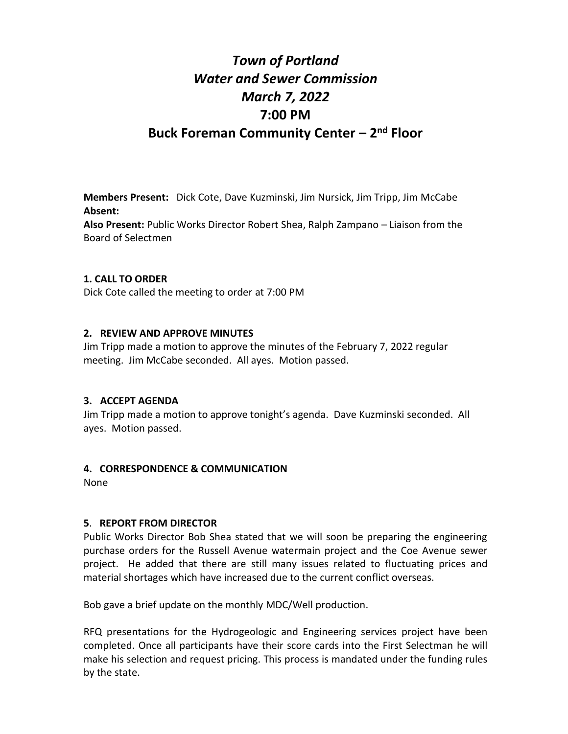# *Town of Portland*
# *Water and Sewer Commission*
# *March 7, 2022*
# **7:00 PM**
# **Buck Foreman Community Center – 2nd Floor**

**Members Present:** Dick Cote, Dave Kuzminski, Jim Nursick, Jim Tripp, Jim McCabe
**Absent:**
**Also Present:** Public Works Director Robert Shea, Ralph Zampano – Liaison from the Board of Selectmen

### 1. CALL TO ORDER

Dick Cote called the meeting to order at 7:00 PM

### 2. REVIEW AND APPROVE MINUTES

Jim Tripp made a motion to approve the minutes of the February 7, 2022 regular meeting. Jim McCabe seconded. All ayes. Motion passed.

### 3. ACCEPT AGENDA

Jim Tripp made a motion to approve tonight's agenda. Dave Kuzminski seconded. All ayes. Motion passed.

### 4. CORRESPONDENCE & COMMUNICATION

None

### 5. REPORT FROM DIRECTOR

Public Works Director Bob Shea stated that we will soon be preparing the engineering purchase orders for the Russell Avenue watermain project and the Coe Avenue sewer project. He added that there are still many issues related to fluctuating prices and material shortages which have increased due to the current conflict overseas.

Bob gave a brief update on the monthly MDC/Well production.

RFQ presentations for the Hydrogeologic and Engineering services project have been completed. Once all participants have their score cards into the First Selectman he will make his selection and request pricing. This process is mandated under the funding rules by the state.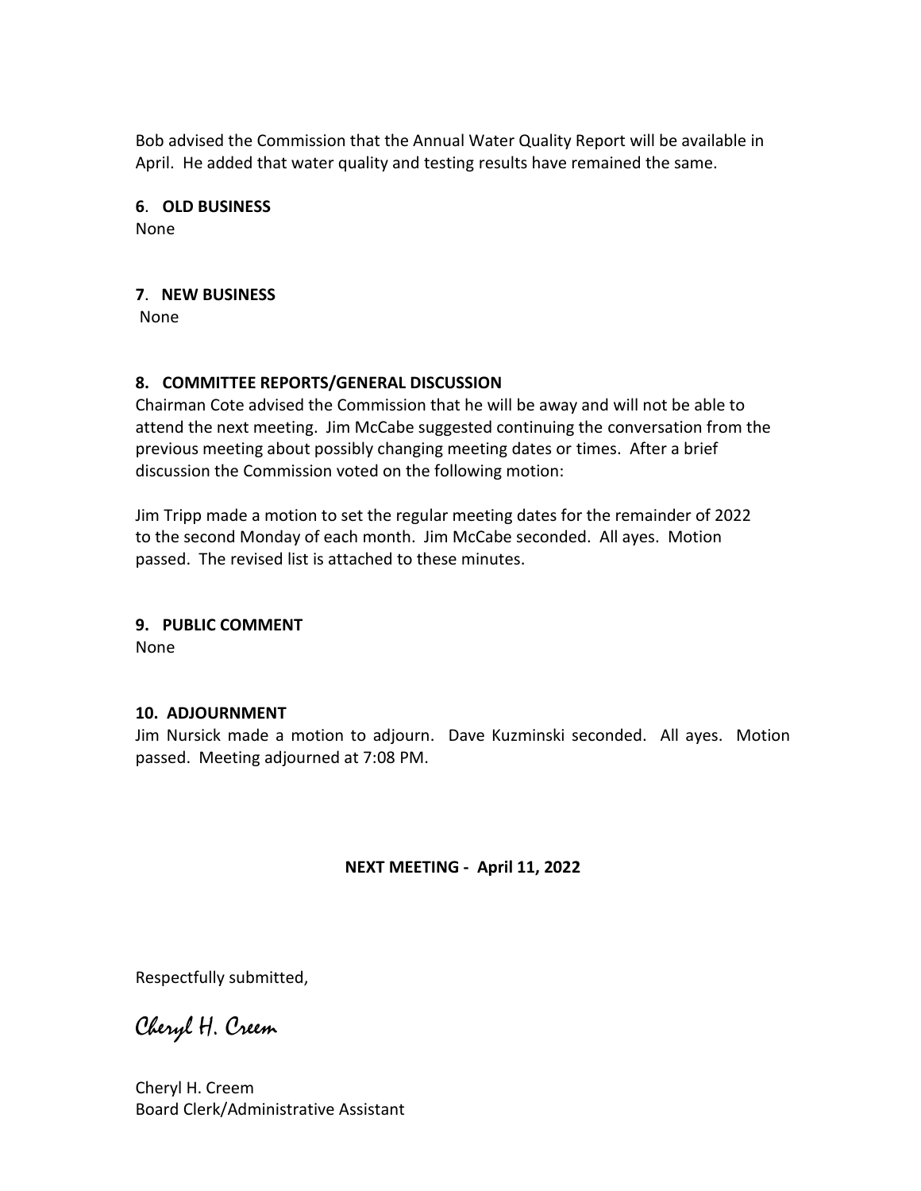Bob advised the Commission that the Annual Water Quality Report will be available in April. He added that water quality and testing results have remained the same.

**6. OLD BUSINESS**

None

**7. NEW BUSINESS**

None

**8. COMMITTEE REPORTS/GENERAL DISCUSSION**

Chairman Cote advised the Commission that he will be away and will not be able to attend the next meeting. Jim McCabe suggested continuing the conversation from the previous meeting about possibly changing meeting dates or times. After a brief discussion the Commission voted on the following motion:

Jim Tripp made a motion to set the regular meeting dates for the remainder of 2022 to the second Monday of each month. Jim McCabe seconded. All ayes. Motion passed. The revised list is attached to these minutes.

**9. PUBLIC COMMENT**

None

**10. ADJOURNMENT**

Jim Nursick made a motion to adjourn. Dave Kuzminski seconded. All ayes. Motion passed. Meeting adjourned at 7:08 PM.

**NEXT MEETING - April 11, 2022**

Respectfully submitted,

*Cheryl H. Creem*

Cheryl H. Creem
Board Clerk/Administrative Assistant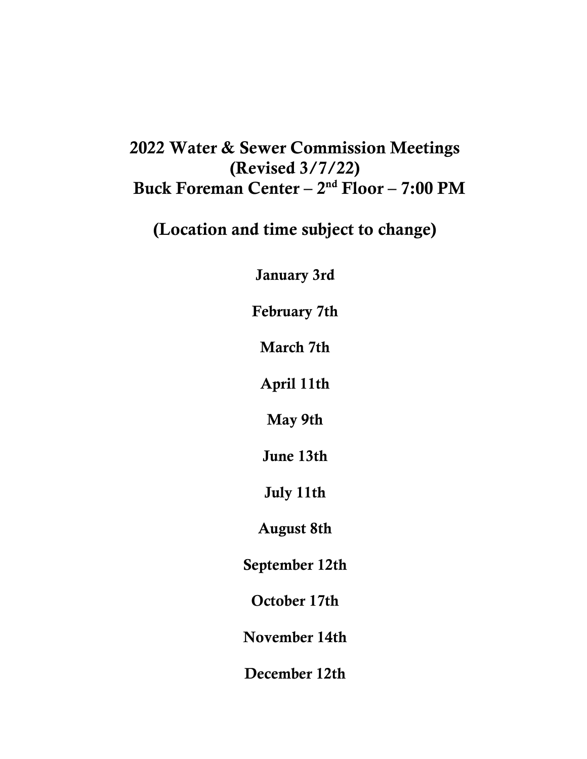# 2022 Water & Sewer Commission Meetings
## (Revised 3/7/22)
## Buck Foreman Center – 2nd Floor – 7:00 PM

## (Location and time subject to change)

**January 3rd**

**February 7th**

**March 7th**

**April 11th**

**May 9th**

**June 13th**

**July 11th**

**August 8th**

**September 12th**

**October 17th**

**November 14th**

**December 12th**